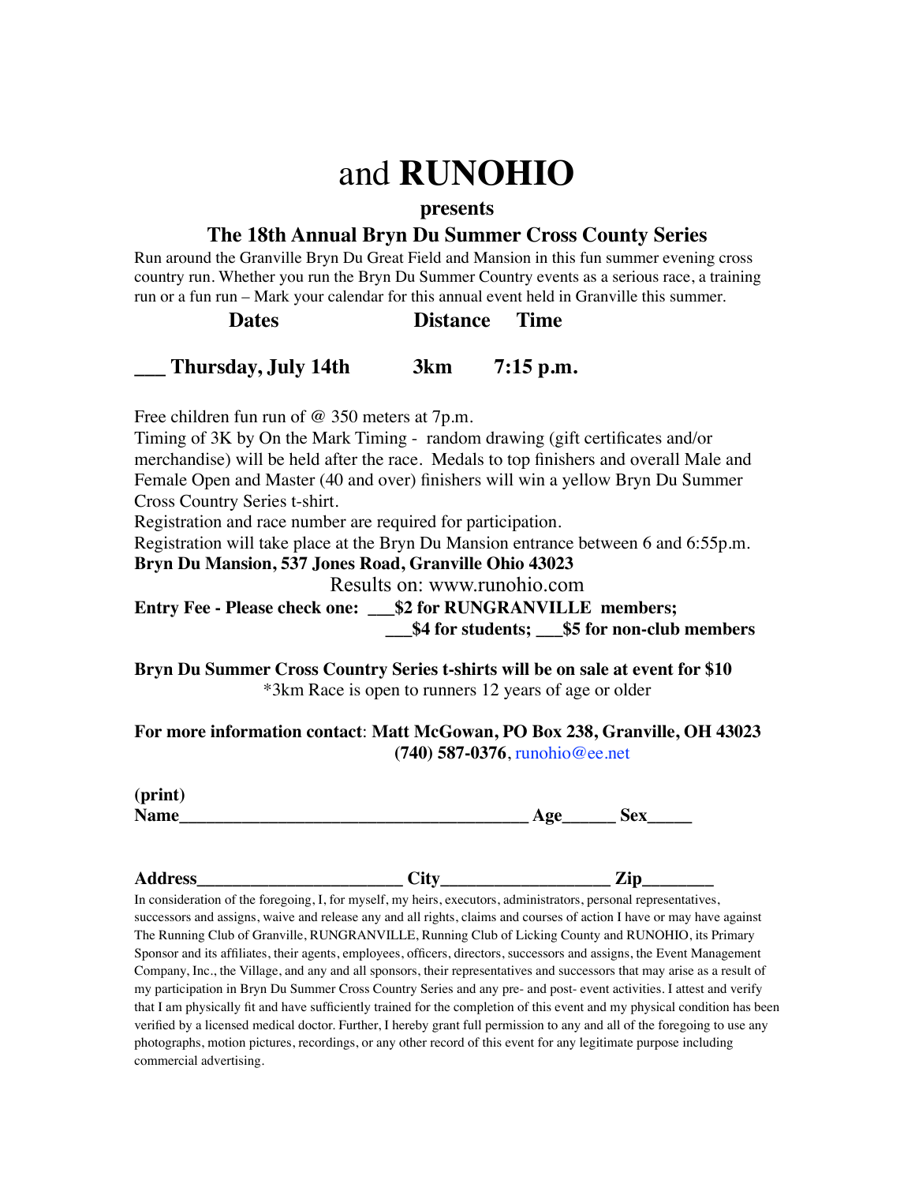# and **RUNOHIO**

**presents**

## The 18th Annual Bryn Du Summer Cross County Series

Run around the Granville Bryn Du Great Field and Mansion in this fun summer evening cross country run. Whether you run the Bryn Du Summer Country events as a serious race, a training run or a fun run – Mark your calendar for this annual event held in Granville this summer.

| Dates | Distance | Time |
|---|---|---|
| ___ Thursday, July 14th | 3km | 7:15 p.m. |

Free children fun run of @ 350 meters at 7p.m.
Timing of 3K by On the Mark Timing - random drawing (gift certificates and/or merchandise) will be held after the race. Medals to top finishers and overall Male and Female Open and Master (40 and over) finishers will win a yellow Bryn Du Summer Cross Country Series t-shirt.
Registration and race number are required for participation.
Registration will take place at the Bryn Du Mansion entrance between 6 and 6:55p.m.
**Bryn Du Mansion, 537 Jones Road, Granville Ohio 43023**

Results on: www.runohio.com

**Entry Fee - Please check one: ___$2 for RUNGRANVILLE members;**
**___$4 for students; ___$5 for non-club members**

**Bryn Du Summer Cross Country Series t-shirts will be on sale at event for $10**
*3km Race is open to runners 12 years of age or older

**For more information contact**: **Matt McGowan, PO Box 238, Granville, OH 43023**
**(740) 587-0376**, runohio@ee.net

**(print)**
**Name_______________________________________ Age______ Sex_____**

**Address_______________________ City__________________ Zip________**

In consideration of the foregoing, I, for myself, my heirs, executors, administrators, personal representatives, successors and assigns, waive and release any and all rights, claims and courses of action I have or may have against The Running Club of Granville, RUNGRANVILLE, Running Club of Licking County and RUNOHIO, its Primary Sponsor and its affiliates, their agents, employees, officers, directors, successors and assigns, the Event Management Company, Inc., the Village, and any and all sponsors, their representatives and successors that may arise as a result of my participation in Bryn Du Summer Cross Country Series and any pre- and post- event activities. I attest and verify that I am physically fit and have sufficiently trained for the completion of this event and my physical condition has been verified by a licensed medical doctor. Further, I hereby grant full permission to any and all of the foregoing to use any photographs, motion pictures, recordings, or any other record of this event for any legitimate purpose including commercial advertising.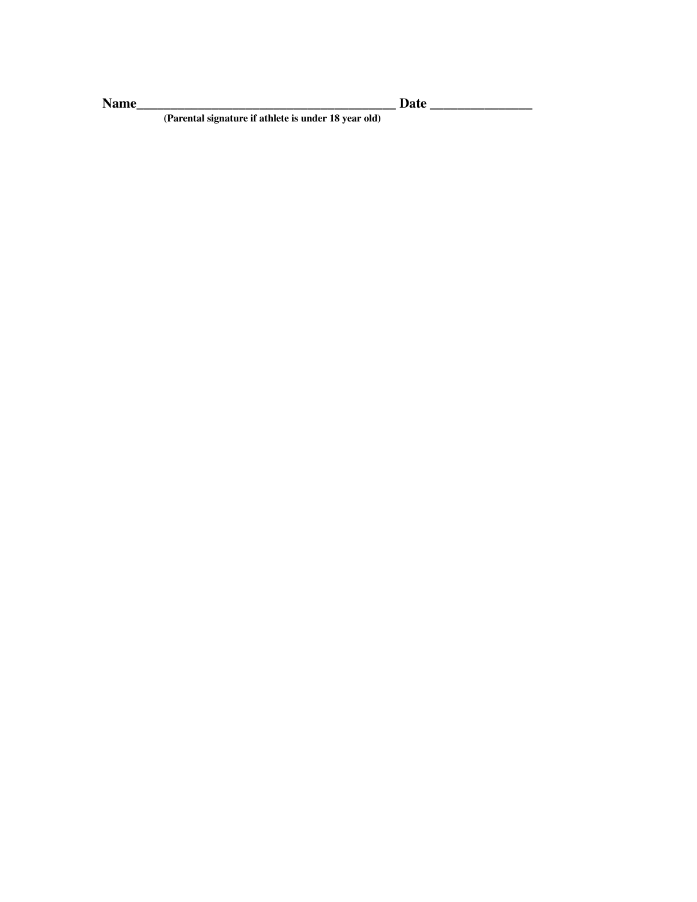**Name\_\_\_\_\_\_\_\_\_\_\_\_\_\_\_\_\_\_\_\_\_\_\_\_\_\_\_\_\_\_\_\_\_\_\_\_\_\_\_ Date \_\_\_\_\_\_\_\_\_\_\_\_\_\_\_**

**(Parental signature if athlete is under 18 year old)**